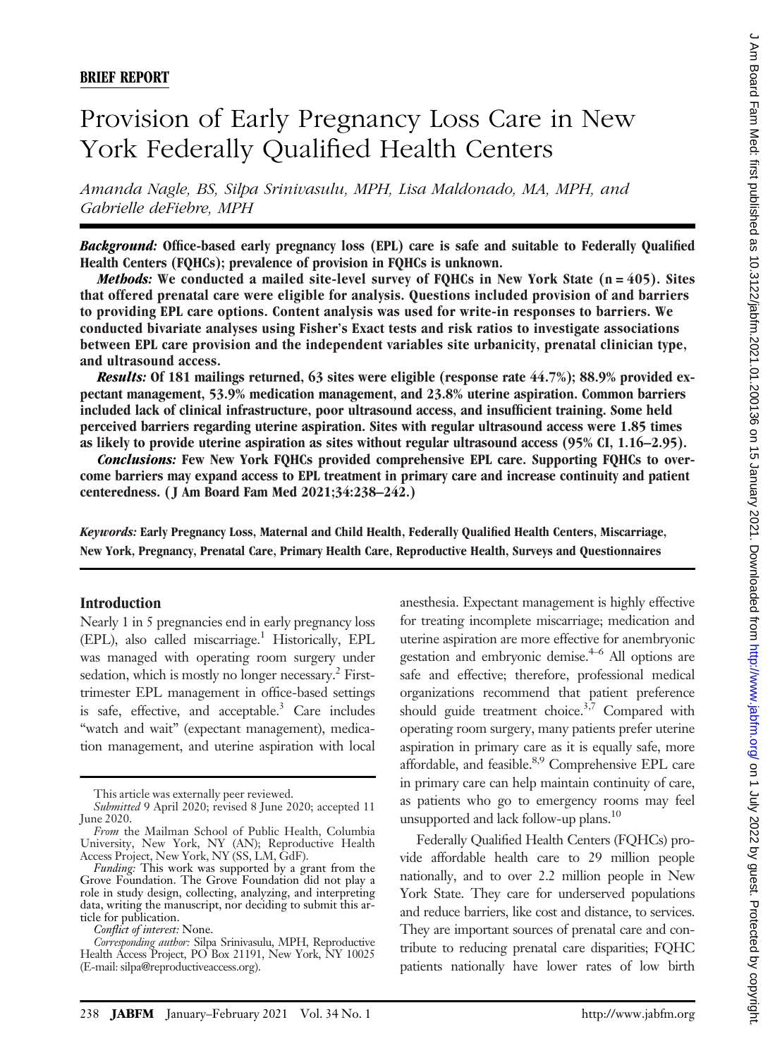**BRIEF REPORT**

# Provision of Early Pregnancy Loss Care in New York Federally Qualified Health Centers

*Amanda Nagle, BS, Silpa Srinivasulu, MPH, Lisa Maldonado, MA, MPH, and Gabrielle deFiebre, MPH*

***Background:*** **Office-based early pregnancy loss (EPL) care is safe and suitable to Federally Qualified Health Centers (FQHCs); prevalence of provision in FQHCs is unknown.**

***Methods:*** **We conducted a mailed site-level survey of FQHCs in New York State (n = 405). Sites that offered prenatal care were eligible for analysis. Questions included provision of and barriers to providing EPL care options. Content analysis was used for write-in responses to barriers. We conducted bivariate analyses using Fisher's Exact tests and risk ratios to investigate associations between EPL care provision and the independent variables site urbanicity, prenatal clinician type, and ultrasound access.**

***Results:*** **Of 181 mailings returned, 63 sites were eligible (response rate 44.7%); 88.9% provided expectant management, 53.9% medication management, and 23.8% uterine aspiration. Common barriers included lack of clinical infrastructure, poor ultrasound access, and insufficient training. Some held perceived barriers regarding uterine aspiration. Sites with regular ultrasound access were 1.85 times as likely to provide uterine aspiration as sites without regular ultrasound access (95% CI, 1.16–2.95).**

***Conclusions:*** **Few New York FQHCs provided comprehensive EPL care. Supporting FQHCs to overcome barriers may expand access to EPL treatment in primary care and increase continuity and patient centeredness. (J Am Board Fam Med 2021;34:238–242.)**

***Keywords:*** **Early Pregnancy Loss, Maternal and Child Health, Federally Qualified Health Centers, Miscarriage, New York, Pregnancy, Prenatal Care, Primary Health Care, Reproductive Health, Surveys and Questionnaires**

## Introduction

Nearly 1 in 5 pregnancies end in early pregnancy loss (EPL), also called miscarriage.[1] Historically, EPL was managed with operating room surgery under sedation, which is mostly no longer necessary.[2] First-trimester EPL management in office-based settings is safe, effective, and acceptable.[3] Care includes "watch and wait" (expectant management), medication management, and uterine aspiration with local anesthesia. Expectant management is highly effective for treating incomplete miscarriage; medication and uterine aspiration are more effective for anembryonic gestation and embryonic demise.[4–6] All options are safe and effective; therefore, professional medical organizations recommend that patient preference should guide treatment choice.[3,7] Compared with operating room surgery, many patients prefer uterine aspiration in primary care as it is equally safe, more affordable, and feasible.[8,9] Comprehensive EPL care in primary care can help maintain continuity of care, as patients who go to emergency rooms may feel unsupported and lack follow-up plans.[10]

Federally Qualified Health Centers (FQHCs) provide affordable health care to 29 million people nationally, and to over 2.2 million people in New York State. They care for underserved populations and reduce barriers, like cost and distance, to services. They are important sources of prenatal care and contribute to reducing prenatal care disparities; FQHC patients nationally have lower rates of low birth

---

This article was externally peer reviewed.

*Submitted* 9 April 2020; revised 8 June 2020; accepted 11 June 2020.

*From* the Mailman School of Public Health, Columbia University, New York, NY (AN); Reproductive Health Access Project, New York, NY (SS, LM, GdF).

*Funding:* This work was supported by a grant from the Grove Foundation. The Grove Foundation did not play a role in study design, collecting, analyzing, and interpreting data, writing the manuscript, nor deciding to submit this article for publication.

*Conflict of interest:* None.

*Corresponding author:* Silpa Srinivasulu, MPH, Reproductive Health Access Project, PO Box 21191, New York, NY 10025 (E-mail: silpa@reproductiveaccess.org).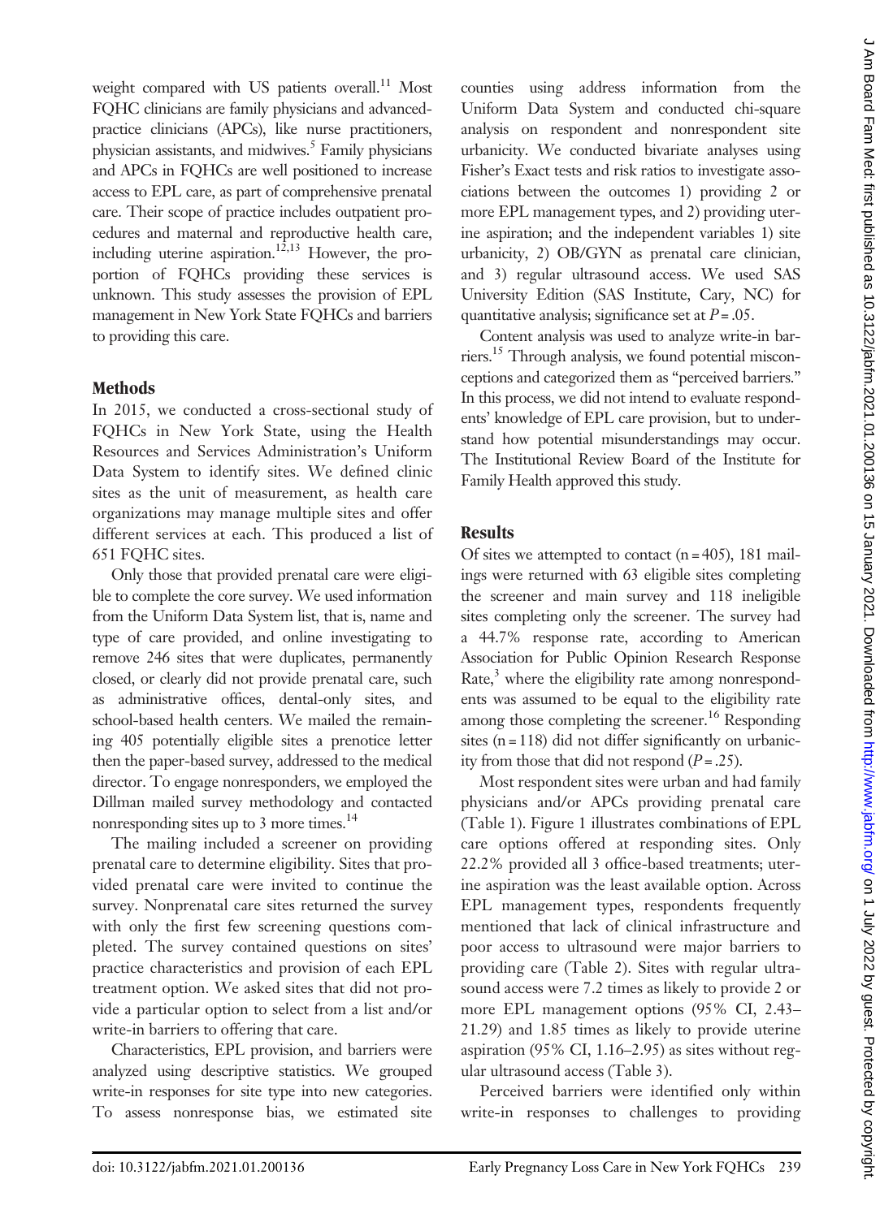weight compared with US patients overall.[11] Most FQHC clinicians are family physicians and advanced-practice clinicians (APCs), like nurse practitioners, physician assistants, and midwives.[5] Family physicians and APCs in FQHCs are well positioned to increase access to EPL care, as part of comprehensive prenatal care. Their scope of practice includes outpatient procedures and maternal and reproductive health care, including uterine aspiration.[12,13] However, the proportion of FQHCs providing these services is unknown. This study assesses the provision of EPL management in New York State FQHCs and barriers to providing this care.

## Methods

In 2015, we conducted a cross-sectional study of FQHCs in New York State, using the Health Resources and Services Administration's Uniform Data System to identify sites. We defined clinic sites as the unit of measurement, as health care organizations may manage multiple sites and offer different services at each. This produced a list of 651 FQHC sites.

Only those that provided prenatal care were eligible to complete the core survey. We used information from the Uniform Data System list, that is, name and type of care provided, and online investigating to remove 246 sites that were duplicates, permanently closed, or clearly did not provide prenatal care, such as administrative offices, dental-only sites, and school-based health centers. We mailed the remaining 405 potentially eligible sites a prenotice letter then the paper-based survey, addressed to the medical director. To engage nonresponders, we employed the Dillman mailed survey methodology and contacted nonresponding sites up to 3 more times.[14]

The mailing included a screener on providing prenatal care to determine eligibility. Sites that provided prenatal care were invited to continue the survey. Nonprenatal care sites returned the survey with only the first few screening questions completed. The survey contained questions on sites' practice characteristics and provision of each EPL treatment option. We asked sites that did not provide a particular option to select from a list and/or write-in barriers to offering that care.

Characteristics, EPL provision, and barriers were analyzed using descriptive statistics. We grouped write-in responses for site type into new categories. To assess nonresponse bias, we estimated site counties using address information from the Uniform Data System and conducted chi-square analysis on respondent and nonrespondent site urbanicity. We conducted bivariate analyses using Fisher's Exact tests and risk ratios to investigate associations between the outcomes 1) providing 2 or more EPL management types, and 2) providing uterine aspiration; and the independent variables 1) site urbanicity, 2) OB/GYN as prenatal care clinician, and 3) regular ultrasound access. We used SAS University Edition (SAS Institute, Cary, NC) for quantitative analysis; significance set at $P = .05$.

Content analysis was used to analyze write-in barriers.[15] Through analysis, we found potential misconceptions and categorized them as "perceived barriers." In this process, we did not intend to evaluate respondents' knowledge of EPL care provision, but to understand how potential misunderstandings may occur. The Institutional Review Board of the Institute for Family Health approved this study.

## Results

Of sites we attempted to contact (n = 405), 181 mailings were returned with 63 eligible sites completing the screener and main survey and 118 ineligible sites completing only the screener. The survey had a 44.7% response rate, according to American Association for Public Opinion Research Response Rate,[3] where the eligibility rate among nonrespondents was assumed to be equal to the eligibility rate among those completing the screener.[16] Responding sites (n = 118) did not differ significantly on urbanicity from those that did not respond ($P = .25$).

Most respondent sites were urban and had family physicians and/or APCs providing prenatal care (Table 1). Figure 1 illustrates combinations of EPL care options offered at responding sites. Only 22.2% provided all 3 office-based treatments; uterine aspiration was the least available option. Across EPL management types, respondents frequently mentioned that lack of clinical infrastructure and poor access to ultrasound were major barriers to providing care (Table 2). Sites with regular ultrasound access were 7.2 times as likely to provide 2 or more EPL management options (95% CI, 2.43–21.29) and 1.85 times as likely to provide uterine aspiration (95% CI, 1.16–2.95) as sites without regular ultrasound access (Table 3).

Perceived barriers were identified only within write-in responses to challenges to providing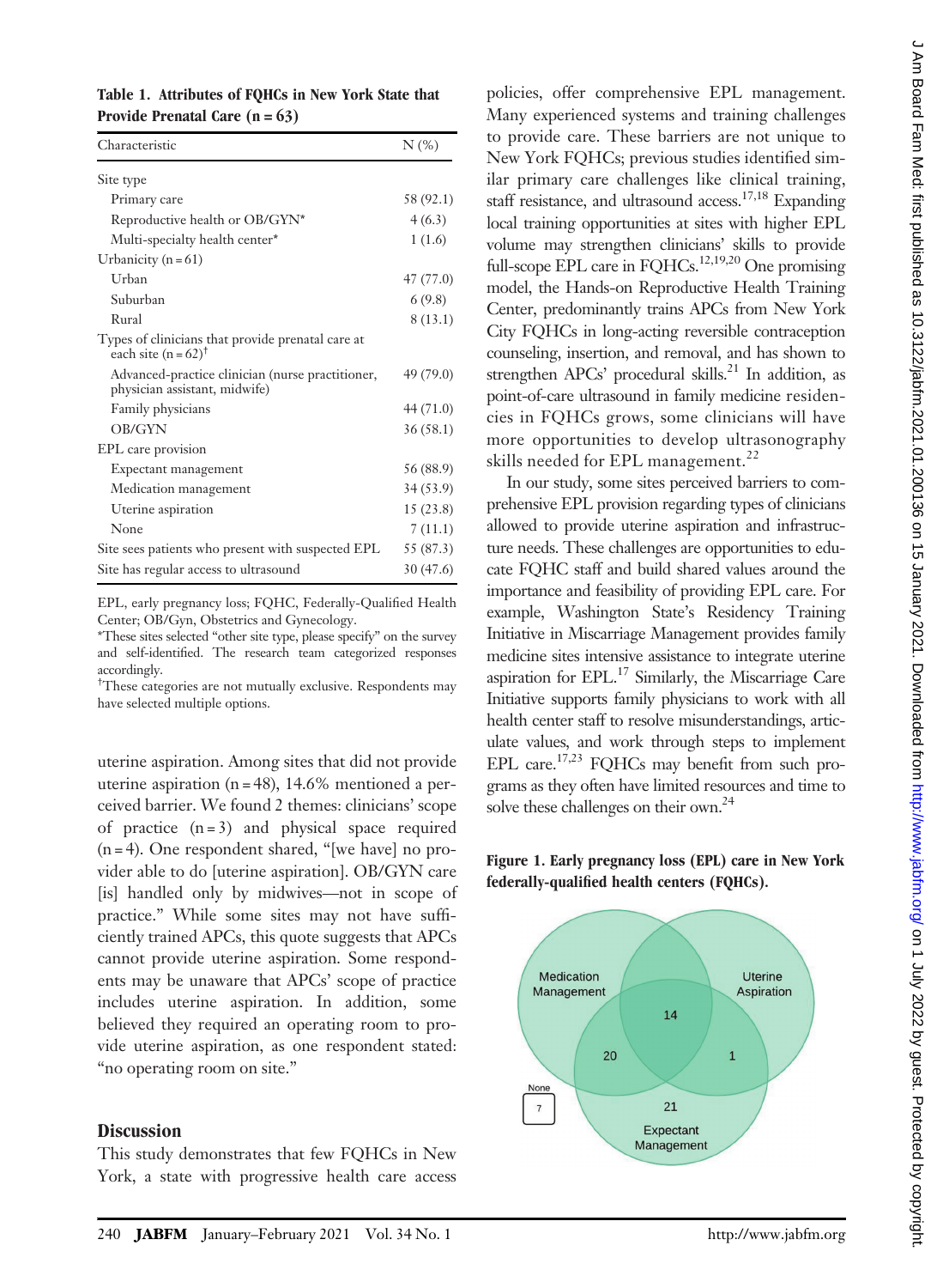**Table 1. Attributes of FQHCs in New York State that Provide Prenatal Care (n = 63)**

| Characteristic | N (%) |
|---|---|
| Site type | |
| Primary care | 58 (92.1) |
| Reproductive health or OB/GYN* | 4 (6.3) |
| Multi-specialty health center* | 1 (1.6) |
| Urbanicity (n = 61) | |
| Urban | 47 (77.0) |
| Suburban | 6 (9.8) |
| Rural | 8 (13.1) |
| Types of clinicians that provide prenatal care at each site (n = 62)† | |
| Advanced-practice clinician (nurse practitioner, physician assistant, midwife) | 49 (79.0) |
| Family physicians | 44 (71.0) |
| OB/GYN | 36 (58.1) |
| EPL care provision | |
| Expectant management | 56 (88.9) |
| Medication management | 34 (53.9) |
| Uterine aspiration | 15 (23.8) |
| None | 7 (11.1) |
| Site sees patients who present with suspected EPL | 55 (87.3) |
| Site has regular access to ultrasound | 30 (47.6) |

EPL, early pregnancy loss; FQHC, Federally-Qualified Health Center; OB/Gyn, Obstetrics and Gynecology.

*These sites selected "other site type, please specify" on the survey and self-identified. The research team categorized responses accordingly.

†These categories are not mutually exclusive. Respondents may have selected multiple options.

uterine aspiration. Among sites that did not provide uterine aspiration (n = 48), 14.6% mentioned a perceived barrier. We found 2 themes: clinicians' scope of practice (n = 3) and physical space required (n = 4). One respondent shared, "[we have] no provider able to do [uterine aspiration]. OB/GYN care [is] handled only by midwives—not in scope of practice." While some sites may not have sufficiently trained APCs, this quote suggests that APCs cannot provide uterine aspiration. Some respondents may be unaware that APCs' scope of practice includes uterine aspiration. In addition, some believed they required an operating room to provide uterine aspiration, as one respondent stated: "no operating room on site."

## Discussion

This study demonstrates that few FQHCs in New York, a state with progressive health care access policies, offer comprehensive EPL management. Many experienced systems and training challenges to provide care. These barriers are not unique to New York FQHCs; previous studies identified similar primary care challenges like clinical training, staff resistance, and ultrasound access.[17,18] Expanding local training opportunities at sites with higher EPL volume may strengthen clinicians' skills to provide full-scope EPL care in FQHCs.[12,19,20] One promising model, the Hands-on Reproductive Health Training Center, predominantly trains APCs from New York City FQHCs in long-acting reversible contraception counseling, insertion, and removal, and has shown to strengthen APCs' procedural skills.[21] In addition, as point-of-care ultrasound in family medicine residencies in FQHCs grows, some clinicians will have more opportunities to develop ultrasonography skills needed for EPL management.[22]

In our study, some sites perceived barriers to comprehensive EPL provision regarding types of clinicians allowed to provide uterine aspiration and infrastructure needs. These challenges are opportunities to educate FQHC staff and build shared values around the importance and feasibility of providing EPL care. For example, Washington State's Residency Training Initiative in Miscarriage Management provides family medicine sites intensive assistance to integrate uterine aspiration for EPL.[17] Similarly, the Miscarriage Care Initiative supports family physicians to work with all health center staff to resolve misunderstandings, articulate values, and work through steps to implement EPL care.[17,23] FQHCs may benefit from such programs as they often have limited resources and time to solve these challenges on their own.[24]

**Figure 1. Early pregnancy loss (EPL) care in New York federally-qualified health centers (FQHCs).**

| Category | N |
|---|---|
| Medication Management + Uterine Aspiration + Expectant Management | 14 |
| Medication Management + Expectant Management | 20 |
| Uterine Aspiration + Expectant Management | 1 |
| Expectant Management only | 21 |
| None | 7 |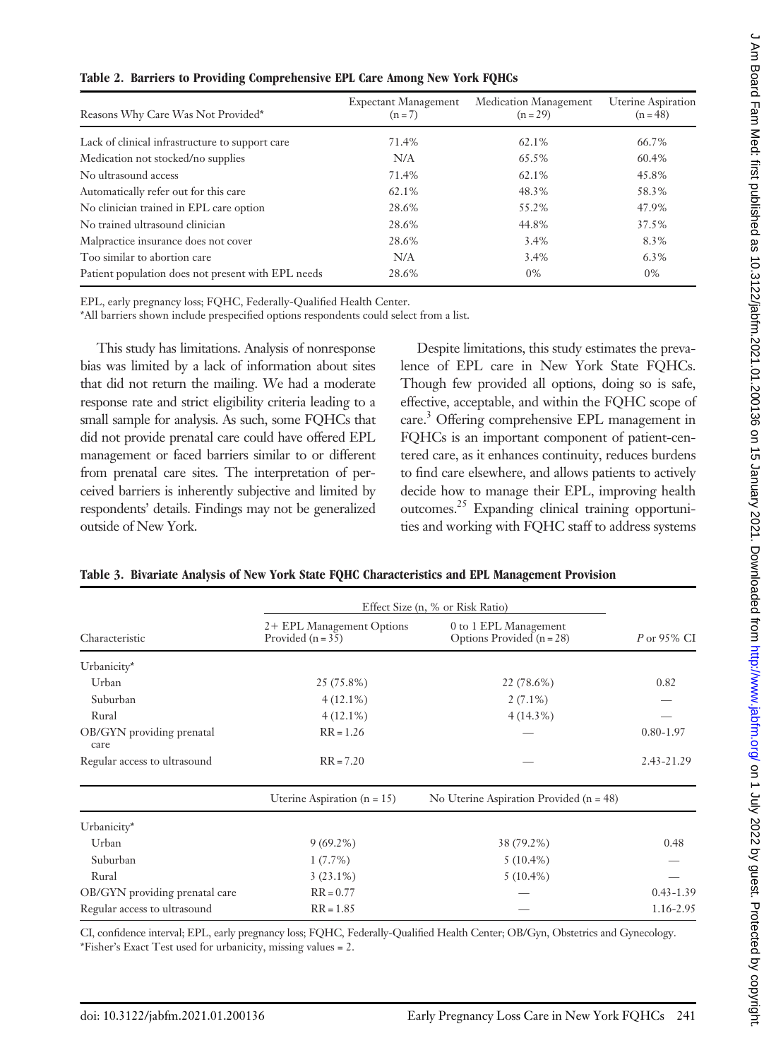**Table 2. Barriers to Providing Comprehensive EPL Care Among New York FQHCs**

| Reasons Why Care Was Not Provided* | Expectant Management (n = 7) | Medication Management (n = 29) | Uterine Aspiration (n = 48) |
|---|---|---|---|
| Lack of clinical infrastructure to support care | 71.4% | 62.1% | 66.7% |
| Medication not stocked/no supplies | N/A | 65.5% | 60.4% |
| No ultrasound access | 71.4% | 62.1% | 45.8% |
| Automatically refer out for this care | 62.1% | 48.3% | 58.3% |
| No clinician trained in EPL care option | 28.6% | 55.2% | 47.9% |
| No trained ultrasound clinician | 28.6% | 44.8% | 37.5% |
| Malpractice insurance does not cover | 28.6% | 3.4% | 8.3% |
| Too similar to abortion care | N/A | 3.4% | 6.3% |
| Patient population does not present with EPL needs | 28.6% | 0% | 0% |

EPL, early pregnancy loss; FQHC, Federally-Qualified Health Center.
*All barriers shown include prespecified options respondents could select from a list.

This study has limitations. Analysis of nonresponse bias was limited by a lack of information about sites that did not return the mailing. We had a moderate response rate and strict eligibility criteria leading to a small sample for analysis. As such, some FQHCs that did not provide prenatal care could have offered EPL management or faced barriers similar to or different from prenatal care sites. The interpretation of perceived barriers is inherently subjective and limited by respondents' details. Findings may not be generalized outside of New York.

Despite limitations, this study estimates the prevalence of EPL care in New York State FQHCs. Though few provided all options, doing so is safe, effective, acceptable, and within the FQHC scope of care.[3] Offering comprehensive EPL management in FQHCs is an important component of patient-centered care, as it enhances continuity, reduces burdens to find care elsewhere, and allows patients to actively decide how to manage their EPL, improving health outcomes.[25] Expanding clinical training opportunities and working with FQHC staff to address systems

**Table 3. Bivariate Analysis of New York State FQHC Characteristics and EPL Management Provision**

| Characteristic | Effect Size (n, % or Risk Ratio) | | P or 95% CI |
|---|---|---|---|
| | 2+ EPL Management Options Provided (n = 35) | 0 to 1 EPL Management Options Provided (n = 28) | |
| Urbanicity* | | | |
| Urban | 25 (75.8%) | 22 (78.6%) | 0.82 |
| Suburban | 4 (12.1%) | 2 (7.1%) | — |
| Rural | 4 (12.1%) | 4 (14.3%) | — |
| OB/GYN providing prenatal care | RR = 1.26 | — | 0.80-1.97 |
| Regular access to ultrasound | RR = 7.20 | — | 2.43-21.29 |
| | Uterine Aspiration (n = 15) | No Uterine Aspiration Provided (n = 48) | |
| Urbanicity* | | | |
| Urban | 9 (69.2%) | 38 (79.2%) | 0.48 |
| Suburban | 1 (7.7%) | 5 (10.4%) | — |
| Rural | 3 (23.1%) | 5 (10.4%) | — |
| OB/GYN providing prenatal care | RR = 0.77 | — | 0.43-1.39 |
| Regular access to ultrasound | RR = 1.85 | — | 1.16-2.95 |

CI, confidence interval; EPL, early pregnancy loss; FQHC, Federally-Qualified Health Center; OB/Gyn, Obstetrics and Gynecology.
*Fisher's Exact Test used for urbanicity, missing values = 2.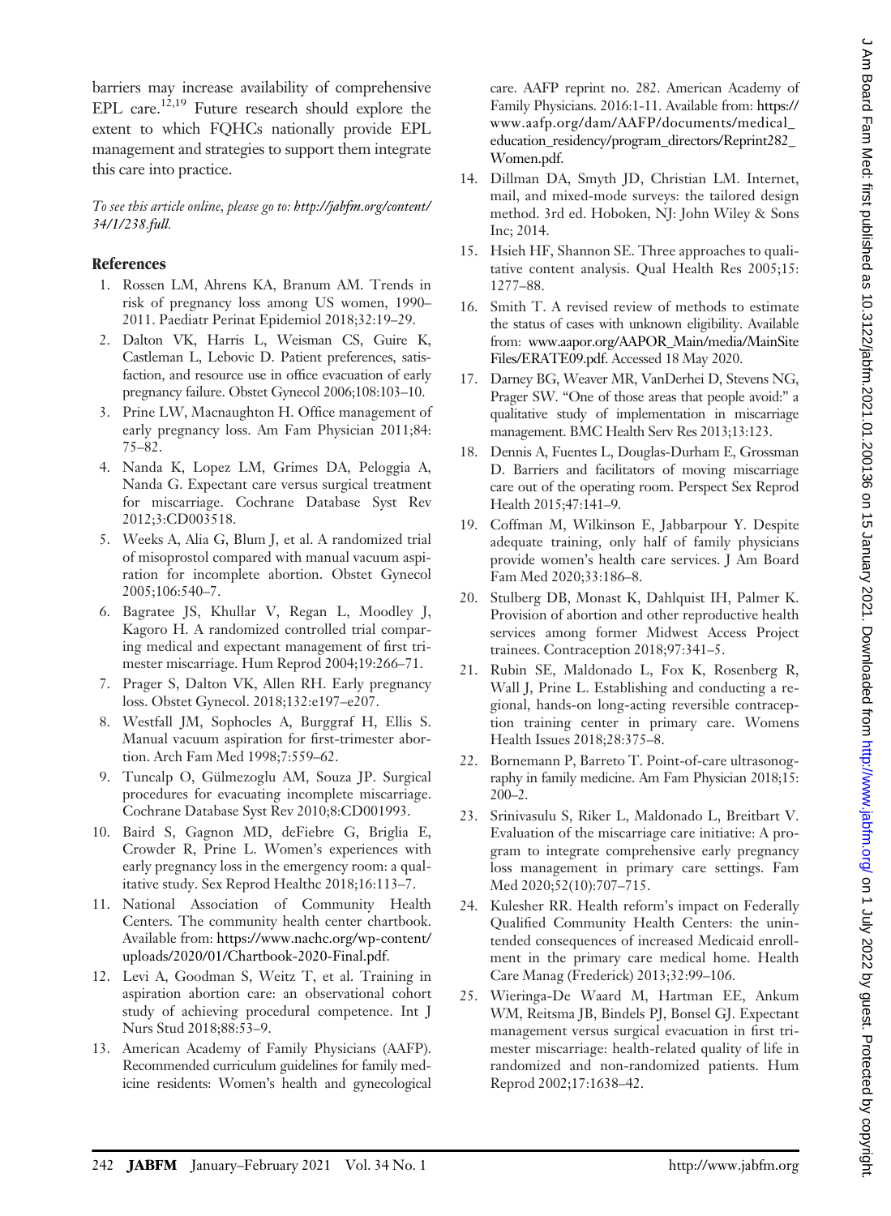barriers may increase availability of comprehensive EPL care.[12,19] Future research should explore the extent to which FQHCs nationally provide EPL management and strategies to support them integrate this care into practice.

*To see this article online, please go to: http://jabfm.org/content/34/1/238.full.*

## References

1. Rossen LM, Ahrens KA, Branum AM. Trends in risk of pregnancy loss among US women, 1990–2011. Paediatr Perinat Epidemiol 2018;32:19–29.
2. Dalton VK, Harris L, Weisman CS, Guire K, Castleman L, Lebovic D. Patient preferences, satisfaction, and resource use in office evacuation of early pregnancy failure. Obstet Gynecol 2006;108:103–10.
3. Prine LW, Macnaughton H. Office management of early pregnancy loss. Am Fam Physician 2011;84: 75–82.
4. Nanda K, Lopez LM, Grimes DA, Peloggia A, Nanda G. Expectant care versus surgical treatment for miscarriage. Cochrane Database Syst Rev 2012;3:CD003518.
5. Weeks A, Alia G, Blum J, et al. A randomized trial of misoprostol compared with manual vacuum aspiration for incomplete abortion. Obstet Gynecol 2005;106:540–7.
6. Bagratee JS, Khullar V, Regan L, Moodley J, Kagoro H. A randomized controlled trial comparing medical and expectant management of first trimester miscarriage. Hum Reprod 2004;19:266–71.
7. Prager S, Dalton VK, Allen RH. Early pregnancy loss. Obstet Gynecol. 2018;132:e197–e207.
8. Westfall JM, Sophocles A, Burggraf H, Ellis S. Manual vacuum aspiration for first-trimester abortion. Arch Fam Med 1998;7:559–62.
9. Tuncalp O, Gülmezoglu AM, Souza JP. Surgical procedures for evacuating incomplete miscarriage. Cochrane Database Syst Rev 2010;8:CD001993.
10. Baird S, Gagnon MD, deFiebre G, Briglia E, Crowder R, Prine L. Women's experiences with early pregnancy loss in the emergency room: a qualitative study. Sex Reprod Healthc 2018;16:113–7.
11. National Association of Community Health Centers. The community health center chartbook. Available from: https://www.nachc.org/wp-content/uploads/2020/01/Chartbook-2020-Final.pdf.
12. Levi A, Goodman S, Weitz T, et al. Training in aspiration abortion care: an observational cohort study of achieving procedural competence. Int J Nurs Stud 2018;88:53–9.
13. American Academy of Family Physicians (AAFP). Recommended curriculum guidelines for family medicine residents: Women's health and gynecological care. AAFP reprint no. 282. American Academy of Family Physicians. 2016:1-11. Available from: https://www.aafp.org/dam/AAFP/documents/medical_education_residency/program_directors/Reprint282_Women.pdf.
14. Dillman DA, Smyth JD, Christian LM. Internet, mail, and mixed-mode surveys: the tailored design method. 3rd ed. Hoboken, NJ: John Wiley & Sons Inc; 2014.
15. Hsieh HF, Shannon SE. Three approaches to qualitative content analysis. Qual Health Res 2005;15: 1277–88.
16. Smith T. A revised review of methods to estimate the status of cases with unknown eligibility. Available from: www.aapor.org/AAPOR_Main/media/MainSiteFiles/ERATE09.pdf. Accessed 18 May 2020.
17. Darney BG, Weaver MR, VanDerhei D, Stevens NG, Prager SW. "One of those areas that people avoid:" a qualitative study of implementation in miscarriage management. BMC Health Serv Res 2013;13:123.
18. Dennis A, Fuentes L, Douglas-Durham E, Grossman D. Barriers and facilitators of moving miscarriage care out of the operating room. Perspect Sex Reprod Health 2015;47:141–9.
19. Coffman M, Wilkinson E, Jabbarpour Y. Despite adequate training, only half of family physicians provide women's health care services. J Am Board Fam Med 2020;33:186–8.
20. Stulberg DB, Monast K, Dahlquist IH, Palmer K. Provision of abortion and other reproductive health services among former Midwest Access Project trainees. Contraception 2018;97:341–5.
21. Rubin SE, Maldonado L, Fox K, Rosenberg R, Wall J, Prine L. Establishing and conducting a regional, hands-on long-acting reversible contraception training center in primary care. Womens Health Issues 2018;28:375–8.
22. Bornemann P, Barreto T. Point-of-care ultrasonography in family medicine. Am Fam Physician 2018;15: 200–2.
23. Srinivasulu S, Riker L, Maldonado L, Breitbart V. Evaluation of the miscarriage care initiative: A program to integrate comprehensive early pregnancy loss management in primary care settings. Fam Med 2020;52(10):707–715.
24. Kulesher RR. Health reform's impact on Federally Qualified Community Health Centers: the unintended consequences of increased Medicaid enrollment in the primary care medical home. Health Care Manag (Frederick) 2013;32:99–106.
25. Wieringa-De Waard M, Hartman EE, Ankum WM, Reitsma JB, Bindels PJ, Bonsel GJ. Expectant management versus surgical evacuation in first trimester miscarriage: health-related quality of life in randomized and non-randomized patients. Hum Reprod 2002;17:1638–42.